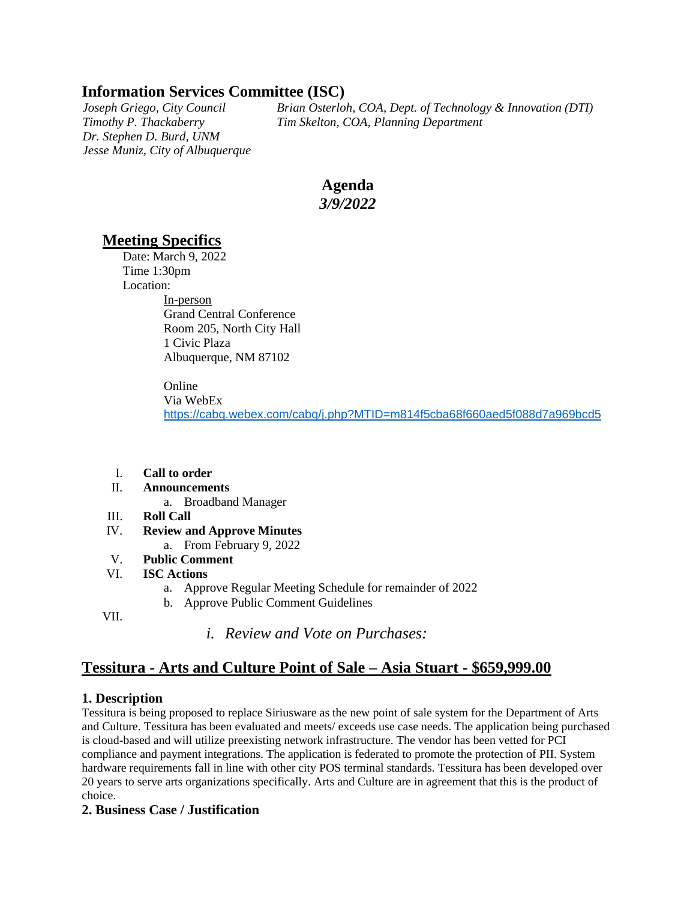# Information Services Committee (ISC)

*Joseph Griego, City Council*
*Timothy P. Thackaberry*
*Dr. Stephen D. Burd, UNM*
*Jesse Muniz, City of Albuquerque*
*Brian Osterloh, COA, Dept. of Technology & Innovation (DTI)*
*Tim Skelton, COA, Planning Department*

## Agenda
### *3/9/2022*

## Meeting Specifics

Date: March 9, 2022
Time 1:30pm
Location:

In-person
Grand Central Conference
Room 205, North City Hall
1 Civic Plaza
Albuquerque, NM 87102

Online
Via WebEx
https://cabq.webex.com/cabq/j.php?MTID=m814f5cba68f660aed5f088d7a969bcd5

I. **Call to order**
II. **Announcements**
   a. Broadband Manager
III. **Roll Call**
IV. **Review and Approve Minutes**
   a. From February 9, 2022
V. **Public Comment**
VI. **ISC Actions**
   a. Approve Regular Meeting Schedule for remainder of 2022
   b. Approve Public Comment Guidelines
VII.
   *i. Review and Vote on Purchases:*

## Tessitura - Arts and Culture Point of Sale – Asia Stuart - $659,999.00

### 1. Description

Tessitura is being proposed to replace Siriusware as the new point of sale system for the Department of Arts and Culture. Tessitura has been evaluated and meets/ exceeds use case needs. The application being purchased is cloud-based and will utilize preexisting network infrastructure. The vendor has been vetted for PCI compliance and payment integrations. The application is federated to promote the protection of PII. System hardware requirements fall in line with other city POS terminal standards. Tessitura has been developed over 20 years to serve arts organizations specifically. Arts and Culture are in agreement that this is the product of choice.

### 2. Business Case / Justification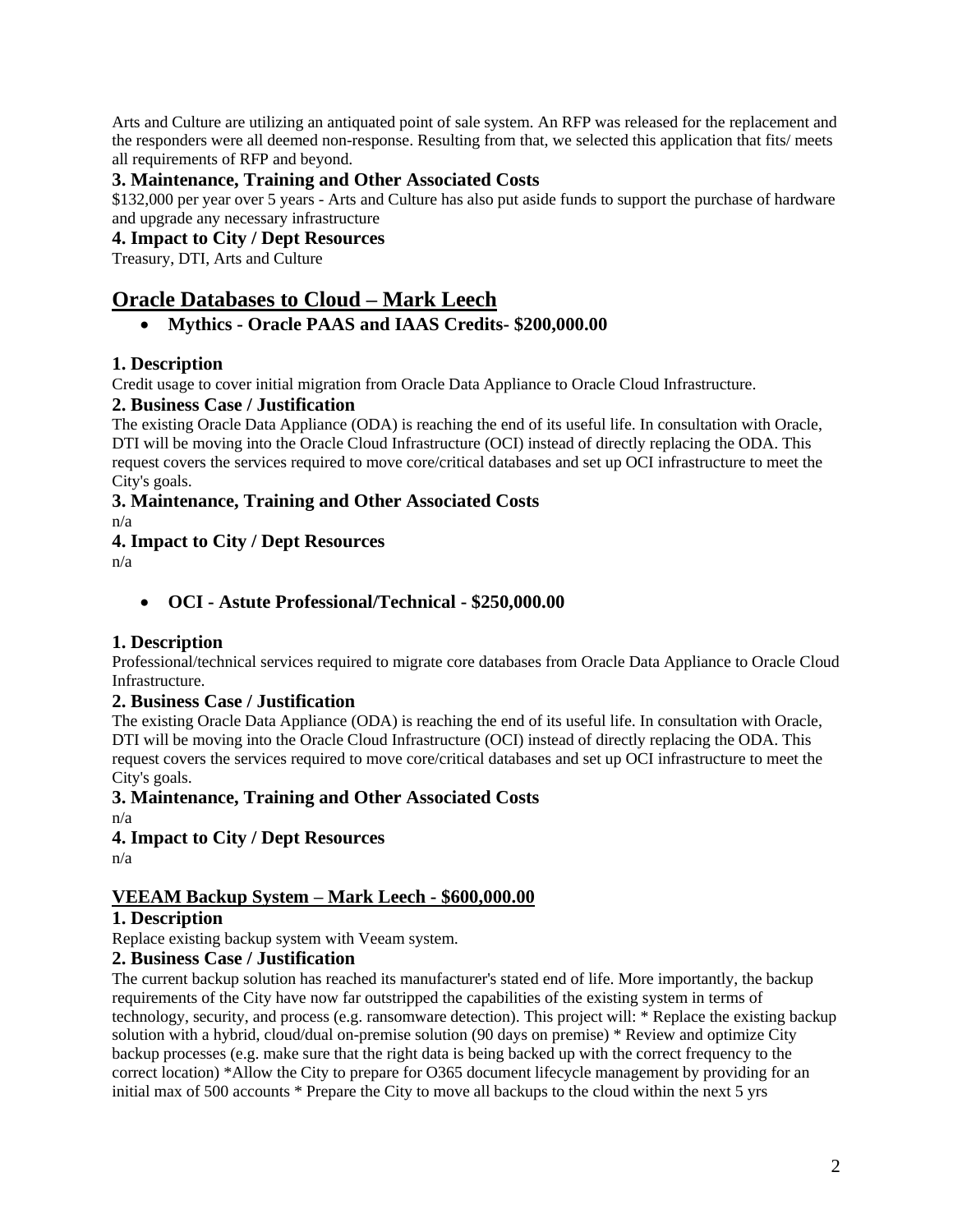Arts and Culture are utilizing an antiquated point of sale system. An RFP was released for the replacement and the responders were all deemed non-response. Resulting from that, we selected this application that fits/ meets all requirements of RFP and beyond.

### 3. Maintenance, Training and Other Associated Costs

$132,000 per year over 5 years - Arts and Culture has also put aside funds to support the purchase of hardware and upgrade any necessary infrastructure

### 4. Impact to City / Dept Resources

Treasury, DTI, Arts and Culture

## Oracle Databases to Cloud – Mark Leech

- **Mythics - Oracle PAAS and IAAS Credits- $200,000.00**

### 1. Description

Credit usage to cover initial migration from Oracle Data Appliance to Oracle Cloud Infrastructure.

### 2. Business Case / Justification

The existing Oracle Data Appliance (ODA) is reaching the end of its useful life. In consultation with Oracle, DTI will be moving into the Oracle Cloud Infrastructure (OCI) instead of directly replacing the ODA. This request covers the services required to move core/critical databases and set up OCI infrastructure to meet the City's goals.

### 3. Maintenance, Training and Other Associated Costs

n/a

### 4. Impact to City / Dept Resources

n/a

- **OCI - Astute Professional/Technical - $250,000.00**

### 1. Description

Professional/technical services required to migrate core databases from Oracle Data Appliance to Oracle Cloud Infrastructure.

### 2. Business Case / Justification

The existing Oracle Data Appliance (ODA) is reaching the end of its useful life. In consultation with Oracle, DTI will be moving into the Oracle Cloud Infrastructure (OCI) instead of directly replacing the ODA. This request covers the services required to move core/critical databases and set up OCI infrastructure to meet the City's goals.

### 3. Maintenance, Training and Other Associated Costs

n/a

### 4. Impact to City / Dept Resources

n/a

## VEEAM Backup System – Mark Leech - $600,000.00

### 1. Description

Replace existing backup system with Veeam system.

### 2. Business Case / Justification

The current backup solution has reached its manufacturer's stated end of life. More importantly, the backup requirements of the City have now far outstripped the capabilities of the existing system in terms of technology, security, and process (e.g. ransomware detection). This project will: * Replace the existing backup solution with a hybrid, cloud/dual on-premise solution (90 days on premise) * Review and optimize City backup processes (e.g. make sure that the right data is being backed up with the correct frequency to the correct location) *Allow the City to prepare for O365 document lifecycle management by providing for an initial max of 500 accounts * Prepare the City to move all backups to the cloud within the next 5 yrs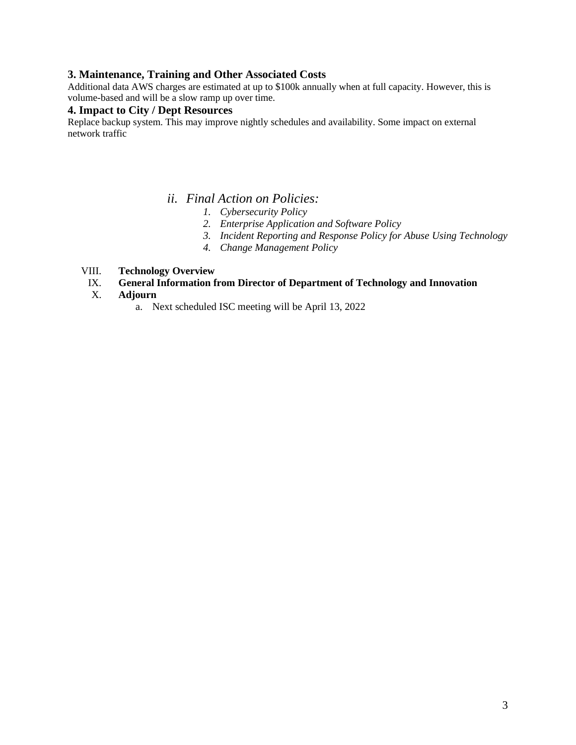### 3. Maintenance, Training and Other Associated Costs

Additional data AWS charges are estimated at up to $100k annually when at full capacity. However, this is volume-based and will be a slow ramp up over time.

### 4. Impact to City / Dept Resources

Replace backup system. This may improve nightly schedules and availability. Some impact on external network traffic

*ii. Final Action on Policies:*

1. *Cybersecurity Policy*
2. *Enterprise Application and Software Policy*
3. *Incident Reporting and Response Policy for Abuse Using Technology*
4. *Change Management Policy*

VIII. **Technology Overview**

IX. **General Information from Director of Department of Technology and Innovation**

X. **Adjourn**

a. Next scheduled ISC meeting will be April 13, 2022